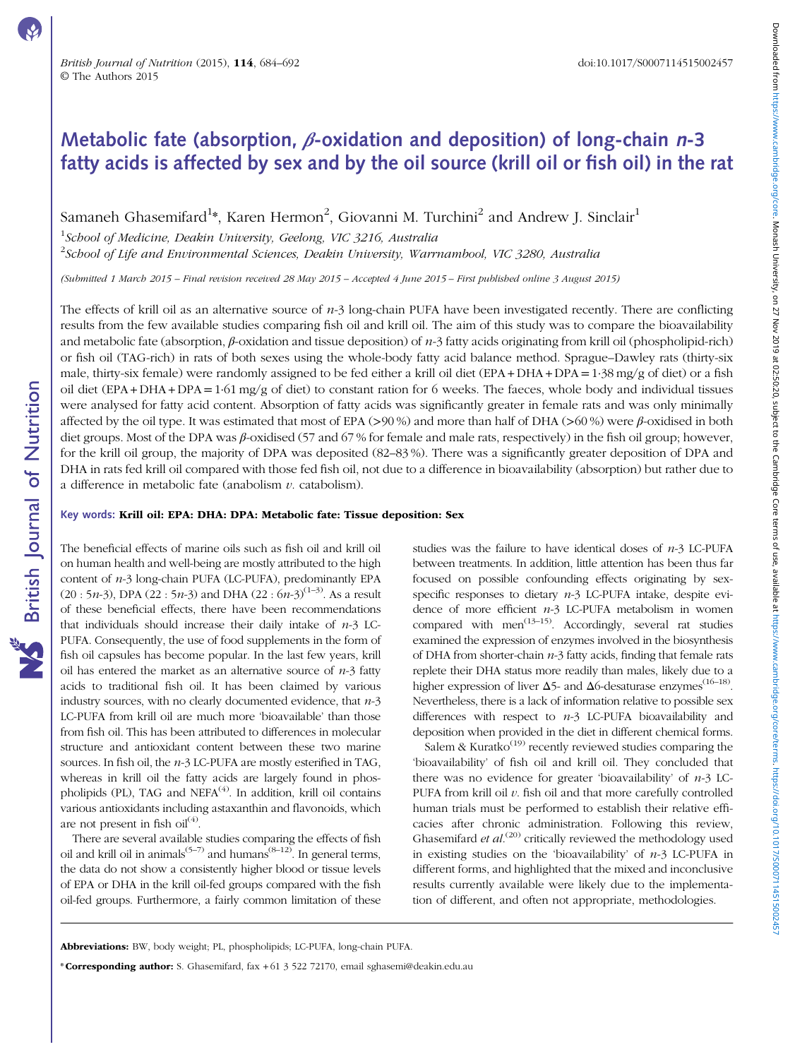# Metabolic fate (absorption, $\beta$-oxidation and deposition) of long-chain *n*-3 fatty acids is affected by sex and by the oil source (krill oil or fish oil) in the rat

Samaneh Ghasemifard[1]*, Karen Hermon[2], Giovanni M. Turchini[2] and Andrew J. Sinclair[1]

[1]*School of Medicine, Deakin University, Geelong, VIC 3216, Australia*

[2]*School of Life and Environmental Sciences, Deakin University, Warrnambool, VIC 3280, Australia*

*(Submitted 1 March 2015 – Final revision received 28 May 2015 – Accepted 4 June 2015 – First published online 3 August 2015)*

The effects of krill oil as an alternative source of *n*-3 long-chain PUFA have been investigated recently. There are conflicting results from the few available studies comparing fish oil and krill oil. The aim of this study was to compare the bioavailability and metabolic fate (absorption, $\beta$-oxidation and tissue deposition) of *n*-3 fatty acids originating from krill oil (phospholipid-rich) or fish oil (TAG-rich) in rats of both sexes using the whole-body fatty acid balance method. Sprague–Dawley rats (thirty-six male, thirty-six female) were randomly assigned to be fed either a krill oil diet (EPA + DHA + DPA = 1·38 mg/g of diet) or a fish oil diet (EPA + DHA + DPA = 1·61 mg/g of diet) to constant ration for 6 weeks. The faeces, whole body and individual tissues were analysed for fatty acid content. Absorption of fatty acids was significantly greater in female rats and was only minimally affected by the oil type. It was estimated that most of EPA (>90 %) and more than half of DHA (>60 %) were $\beta$-oxidised in both diet groups. Most of the DPA was $\beta$-oxidised (57 and 67 % for female and male rats, respectively) in the fish oil group; however, for the krill oil group, the majority of DPA was deposited (82–83 %). There was a significantly greater deposition of DPA and DHA in rats fed krill oil compared with those fed fish oil, not due to a difference in bioavailability (absorption) but rather due to a difference in metabolic fate (anabolism *v*. catabolism).

**Key words: Krill oil: EPA: DHA: DPA: Metabolic fate: Tissue deposition: Sex**

The beneficial effects of marine oils such as fish oil and krill oil on human health and well-being are mostly attributed to the high content of *n*-3 long-chain PUFA (LC-PUFA), predominantly EPA (20 : 5*n*-3), DPA (22 : 5*n*-3) and DHA (22 : 6*n*-3)[1–3]. As a result of these beneficial effects, there have been recommendations that individuals should increase their daily intake of *n*-3 LC-PUFA. Consequently, the use of food supplements in the form of fish oil capsules has become popular. In the last few years, krill oil has entered the market as an alternative source of *n*-3 fatty acids to traditional fish oil. It has been claimed by various industry sources, with no clearly documented evidence, that *n*-3 LC-PUFA from krill oil are much more 'bioavailable' than those from fish oil. This has been attributed to differences in molecular structure and antioxidant content between these two marine sources. In fish oil, the *n*-3 LC-PUFA are mostly esterified in TAG, whereas in krill oil the fatty acids are largely found in phospholipids (PL), TAG and NEFA[4]. In addition, krill oil contains various antioxidants including astaxanthin and flavonoids, which are not present in fish oil[4].

There are several available studies comparing the effects of fish oil and krill oil in animals[5–7] and humans[8–12]. In general terms, the data do not show a consistently higher blood or tissue levels of EPA or DHA in the krill oil-fed groups compared with the fish oil-fed groups. Furthermore, a fairly common limitation of these studies was the failure to have identical doses of *n*-3 LC-PUFA between treatments. In addition, little attention has been thus far focused on possible confounding effects originating by sex-specific responses to dietary *n*-3 LC-PUFA intake, despite evidence of more efficient *n*-3 LC-PUFA metabolism in women compared with men[13–15]. Accordingly, several rat studies examined the expression of enzymes involved in the biosynthesis of DHA from shorter-chain *n*-3 fatty acids, finding that female rats replete their DHA status more readily than males, likely due to a higher expression of liver $\Delta$5- and $\Delta$6-desaturase enzymes[16–18]. Nevertheless, there is a lack of information relative to possible sex differences with respect to *n*-3 LC-PUFA bioavailability and deposition when provided in the diet in different chemical forms.

Salem & Kuratko[19] recently reviewed studies comparing the 'bioavailability' of fish oil and krill oil. They concluded that there was no evidence for greater 'bioavailability' of *n*-3 LC-PUFA from krill oil *v*. fish oil and that more carefully controlled human trials must be performed to establish their relative efficacies after chronic administration. Following this review, Ghasemifard *et al.*[20] critically reviewed the methodology used in existing studies on the 'bioavailability' of *n*-3 LC-PUFA in different forms, and highlighted that the mixed and inconclusive results currently available were likely due to the implementation of different, and often not appropriate, methodologies.

**Abbreviations:** BW, body weight; PL, phospholipids; LC-PUFA, long-chain PUFA.

\* **Corresponding author:** S. Ghasemifard, fax +61 3 522 72170, email sghasemi@deakin.edu.au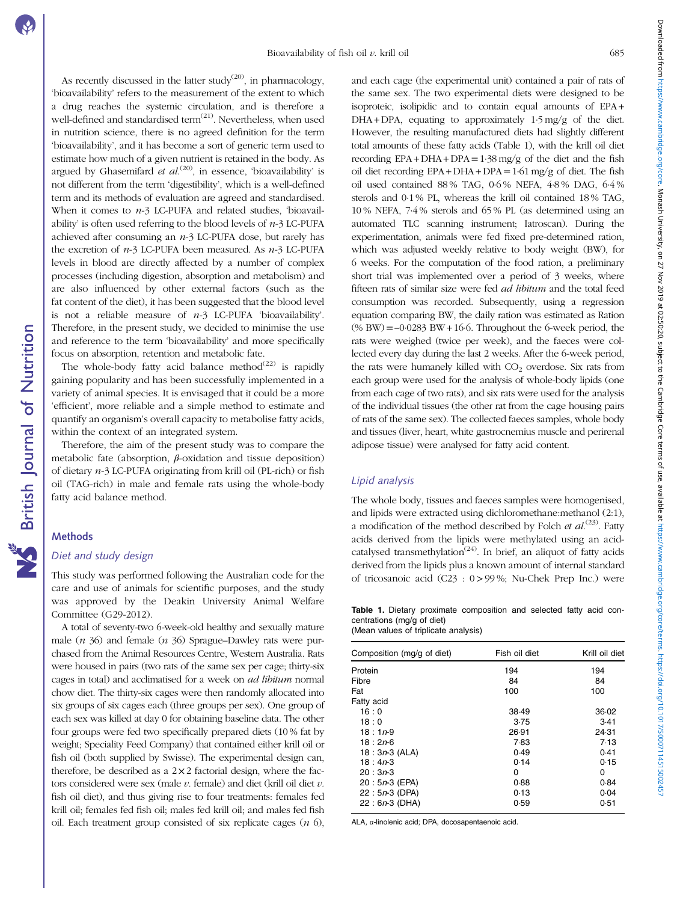As recently discussed in the latter study[20], in pharmacology, 'bioavailability' refers to the measurement of the extent to which a drug reaches the systemic circulation, and is therefore a well-defined and standardised term[21]. Nevertheless, when used in nutrition science, there is no agreed definition for the term 'bioavailability', and it has become a sort of generic term used to estimate how much of a given nutrient is retained in the body. As argued by Ghasemifard *et al.*[20], in essence, 'bioavailability' is not different from the term 'digestibility', which is a well-defined term and its methods of evaluation are agreed and standardised. When it comes to *n*-3 LC-PUFA and related studies, 'bioavailability' is often used referring to the blood levels of *n*-3 LC-PUFA achieved after consuming an *n*-3 LC-PUFA dose, but rarely has the excretion of *n*-3 LC-PUFA been measured. As *n*-3 LC-PUFA levels in blood are directly affected by a number of complex processes (including digestion, absorption and metabolism) and are also influenced by other external factors (such as the fat content of the diet), it has been suggested that the blood level is not a reliable measure of *n*-3 LC-PUFA 'bioavailability'. Therefore, in the present study, we decided to minimise the use and reference to the term 'bioavailability' and more specifically focus on absorption, retention and metabolic fate.

The whole-body fatty acid balance method[22] is rapidly gaining popularity and has been successfully implemented in a variety of animal species. It is envisaged that it could be a more 'efficient', more reliable and a simple method to estimate and quantify an organism's overall capacity to metabolise fatty acids, within the context of an integrated system.

Therefore, the aim of the present study was to compare the metabolic fate (absorption, $\beta$-oxidation and tissue deposition) of dietary *n*-3 LC-PUFA originating from krill oil (PL-rich) or fish oil (TAG-rich) in male and female rats using the whole-body fatty acid balance method.

## Methods

### Diet and study design

This study was performed following the Australian code for the care and use of animals for scientific purposes, and the study was approved by the Deakin University Animal Welfare Committee (G29-2012).

A total of seventy-two 6-week-old healthy and sexually mature male (*n* 36) and female (*n* 36) Sprague–Dawley rats were purchased from the Animal Resources Centre, Western Australia. Rats were housed in pairs (two rats of the same sex per cage; thirty-six cages in total) and acclimatised for a week on *ad libitum* normal chow diet. The thirty-six cages were then randomly allocated into six groups of six cages each (three groups per sex). One group of each sex was killed at day 0 for obtaining baseline data. The other four groups were fed two specifically prepared diets (10 % fat by weight; Speciality Feed Company) that contained either krill oil or fish oil (both supplied by Swisse). The experimental design can, therefore, be described as a 2 × 2 factorial design, where the factors considered were sex (male *v.* female) and diet (krill oil diet *v.* fish oil diet), and thus giving rise to four treatments: females fed krill oil; females fed fish oil; males fed krill oil; and males fed fish oil. Each treatment group consisted of six replicate cages (*n* 6), and each cage (the experimental unit) contained a pair of rats of the same sex. The two experimental diets were designed to be isoproteic, isolipidic and to contain equal amounts of EPA + DHA + DPA, equating to approximately 1·5 mg/g of the diet. However, the resulting manufactured diets had slightly different total amounts of these fatty acids (Table 1), with the krill oil diet recording EPA + DHA + DPA = 1·38 mg/g of the diet and the fish oil diet recording EPA + DHA + DPA = 1·61 mg/g of diet. The fish oil used contained 88 % TAG, 0·6 % NEFA, 4·8 % DAG, 6·4 % sterols and 0·1 % PL, whereas the krill oil contained 18 % TAG, 10 % NEFA, 7·4 % sterols and 65 % PL (as determined using an automated TLC scanning instrument; Iatroscan). During the experimentation, animals were fed fixed pre-determined ration, which was adjusted weekly relative to body weight (BW), for 6 weeks. For the computation of the food ration, a preliminary short trial was implemented over a period of 3 weeks, where fifteen rats of similar size were fed *ad libitum* and the total feed consumption was recorded. Subsequently, using a regression equation comparing BW, the daily ration was estimated as Ration (% BW) = –0·0283 BW + 16·6. Throughout the 6-week period, the rats were weighed (twice per week), and the faeces were collected every day during the last 2 weeks. After the 6-week period, the rats were humanely killed with $CO_2$ overdose. Six rats from each group were used for the analysis of whole-body lipids (one from each cage of two rats), and six rats were used for the analysis of the individual tissues (the other rat from the cage housing pairs of rats of the same sex). The collected faeces samples, whole body and tissues (liver, heart, white gastrocnemius muscle and perirenal adipose tissue) were analysed for fatty acid content.

### Lipid analysis

The whole body, tissues and faeces samples were homogenised, and lipids were extracted using dichloromethane:methanol (2:1), a modification of the method described by Folch *et al.*[23]. Fatty acids derived from the lipids were methylated using an acid-catalysed transmethylation[24]. In brief, an aliquot of fatty acids derived from the lipids plus a known amount of internal standard of tricosanoic acid (C23 : 0 > 99 %; Nu-Chek Prep Inc.) were

**Table 1.** Dietary proximate composition and selected fatty acid concentrations (mg/g of diet)
(Mean values of triplicate analysis)

| Composition (mg/g of diet) | Fish oil diet | Krill oil diet |
|---|---|---|
| Protein | 194 | 194 |
| Fibre | 84 | 84 |
| Fat | 100 | 100 |
| Fatty acid | | |
| 16 : 0 | 38·49 | 36·02 |
| 18 : 0 | 3·75 | 3·41 |
| 18 : 1*n*-9 | 26·91 | 24·31 |
| 18 : 2*n*-6 | 7·83 | 7·13 |
| 18 : 3*n*-3 (ALA) | 0·49 | 0·41 |
| 18 : 4*n*-3 | 0·14 | 0·15 |
| 20 : 3*n*-3 | 0 | 0 |
| 20 : 5*n*-3 (EPA) | 0·88 | 0·84 |
| 22 : 5*n*-3 (DPA) | 0·13 | 0·04 |
| 22 : 6*n*-3 (DHA) | 0·59 | 0·51 |

ALA, $\alpha$-linolenic acid; DPA, docosapentaenoic acid.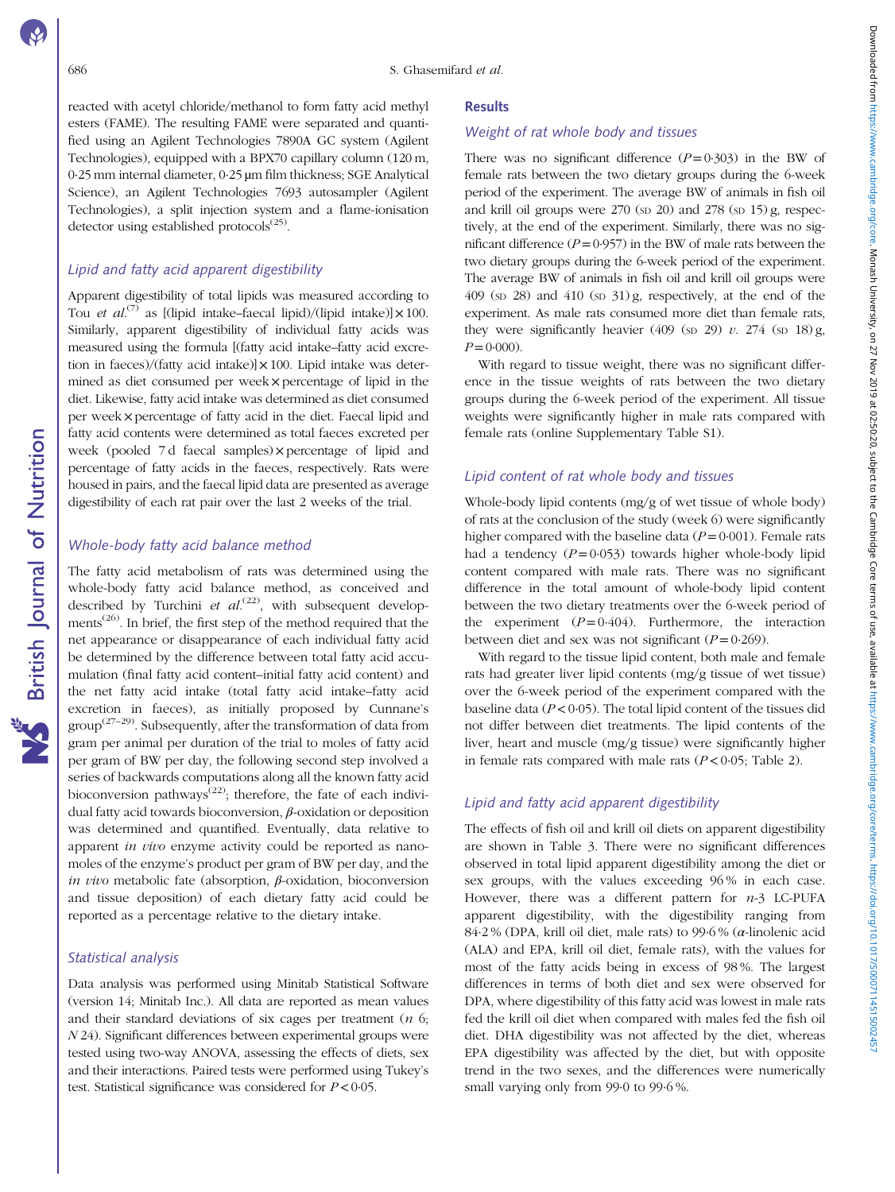reacted with acetyl chloride/methanol to form fatty acid methyl esters (FAME). The resulting FAME were separated and quantified using an Agilent Technologies 7890A GC system (Agilent Technologies), equipped with a BPX70 capillary column (120 m, 0·25 mm internal diameter, 0·25 µm film thickness; SGE Analytical Science), an Agilent Technologies 7693 autosampler (Agilent Technologies), a split injection system and a flame-ionisation detector using established protocols[25].

### *Lipid and fatty acid apparent digestibility*

Apparent digestibility of total lipids was measured according to Tou *et al.*[7] as [(lipid intake–faecal lipid)/(lipid intake)] × 100. Similarly, apparent digestibility of individual fatty acids was measured using the formula [(fatty acid intake–fatty acid excretion in faeces)/(fatty acid intake)] × 100. Lipid intake was determined as diet consumed per week × percentage of lipid in the diet. Likewise, fatty acid intake was determined as diet consumed per week × percentage of fatty acid in the diet. Faecal lipid and fatty acid contents were determined as total faeces excreted per week (pooled 7 d faecal samples) × percentage of lipid and percentage of fatty acids in the faeces, respectively. Rats were housed in pairs, and the faecal lipid data are presented as average digestibility of each rat pair over the last 2 weeks of the trial.

### *Whole-body fatty acid balance method*

The fatty acid metabolism of rats was determined using the whole-body fatty acid balance method, as conceived and described by Turchini *et al.*[22], with subsequent developments[26]. In brief, the first step of the method required that the net appearance or disappearance of each individual fatty acid be determined by the difference between total fatty acid accumulation (final fatty acid content–initial fatty acid content) and the net fatty acid intake (total fatty acid intake–fatty acid excretion in faeces), as initially proposed by Cunnane's group[27–29]. Subsequently, after the transformation of data from gram per animal per duration of the trial to moles of fatty acid per gram of BW per day, the following second step involved a series of backwards computations along all the known fatty acid bioconversion pathways[22]; therefore, the fate of each individual fatty acid towards bioconversion, β-oxidation or deposition was determined and quantified. Eventually, data relative to apparent *in vivo* enzyme activity could be reported as nanomoles of the enzyme's product per gram of BW per day, and the *in vivo* metabolic fate (absorption, β-oxidation, bioconversion and tissue deposition) of each dietary fatty acid could be reported as a percentage relative to the dietary intake.

### *Statistical analysis*

Data analysis was performed using Minitab Statistical Software (version 14; Minitab Inc.). All data are reported as mean values and their standard deviations of six cages per treatment (*n* 6; *N* 24). Significant differences between experimental groups were tested using two-way ANOVA, assessing the effects of diets, sex and their interactions. Paired tests were performed using Tukey's test. Statistical significance was considered for $P < 0.05$.

## Results

### *Weight of rat whole body and tissues*

There was no significant difference ($P = 0.303$) in the BW of female rats between the two dietary groups during the 6-week period of the experiment. The average BW of animals in fish oil and krill oil groups were 270 (SD 20) and 278 (SD 15) g, respectively, at the end of the experiment. Similarly, there was no significant difference ($P = 0.957$) in the BW of male rats between the two dietary groups during the 6-week period of the experiment. The average BW of animals in fish oil and krill oil groups were 409 (SD 28) and 410 (SD 31) g, respectively, at the end of the experiment. As male rats consumed more diet than female rats, they were significantly heavier (409 (SD 29) *v.* 274 (SD 18) g, $P = 0.000$).

With regard to tissue weight, there was no significant difference in the tissue weights of rats between the two dietary groups during the 6-week period of the experiment. All tissue weights were significantly higher in male rats compared with female rats (online Supplementary Table S1).

### *Lipid content of rat whole body and tissues*

Whole-body lipid contents (mg/g of wet tissue of whole body) of rats at the conclusion of the study (week 6) were significantly higher compared with the baseline data ($P = 0.001$). Female rats had a tendency ($P = 0.053$) towards higher whole-body lipid content compared with male rats. There was no significant difference in the total amount of whole-body lipid content between the two dietary treatments over the 6-week period of the experiment ($P = 0.404$). Furthermore, the interaction between diet and sex was not significant ($P = 0.269$).

With regard to the tissue lipid content, both male and female rats had greater liver lipid contents (mg/g tissue of wet tissue) over the 6-week period of the experiment compared with the baseline data ($P < 0.05$). The total lipid content of the tissues did not differ between diet treatments. The lipid contents of the liver, heart and muscle (mg/g tissue) were significantly higher in female rats compared with male rats ($P < 0.05$; Table 2).

### *Lipid and fatty acid apparent digestibility*

The effects of fish oil and krill oil diets on apparent digestibility are shown in Table 3. There were no significant differences observed in total lipid apparent digestibility among the diet or sex groups, with the values exceeding 96 % in each case. However, there was a different pattern for *n*-3 LC-PUFA apparent digestibility, with the digestibility ranging from 84·2 % (DPA, krill oil diet, male rats) to 99·6 % (α-linolenic acid (ALA) and EPA, krill oil diet, female rats), with the values for most of the fatty acids being in excess of 98 %. The largest differences in terms of both diet and sex were observed for DPA, where digestibility of this fatty acid was lowest in male rats fed the krill oil diet when compared with males fed the fish oil diet. DHA digestibility was not affected by the diet, whereas EPA digestibility was affected by the diet, but with opposite trend in the two sexes, and the differences were numerically small varying only from 99·0 to 99·6 %.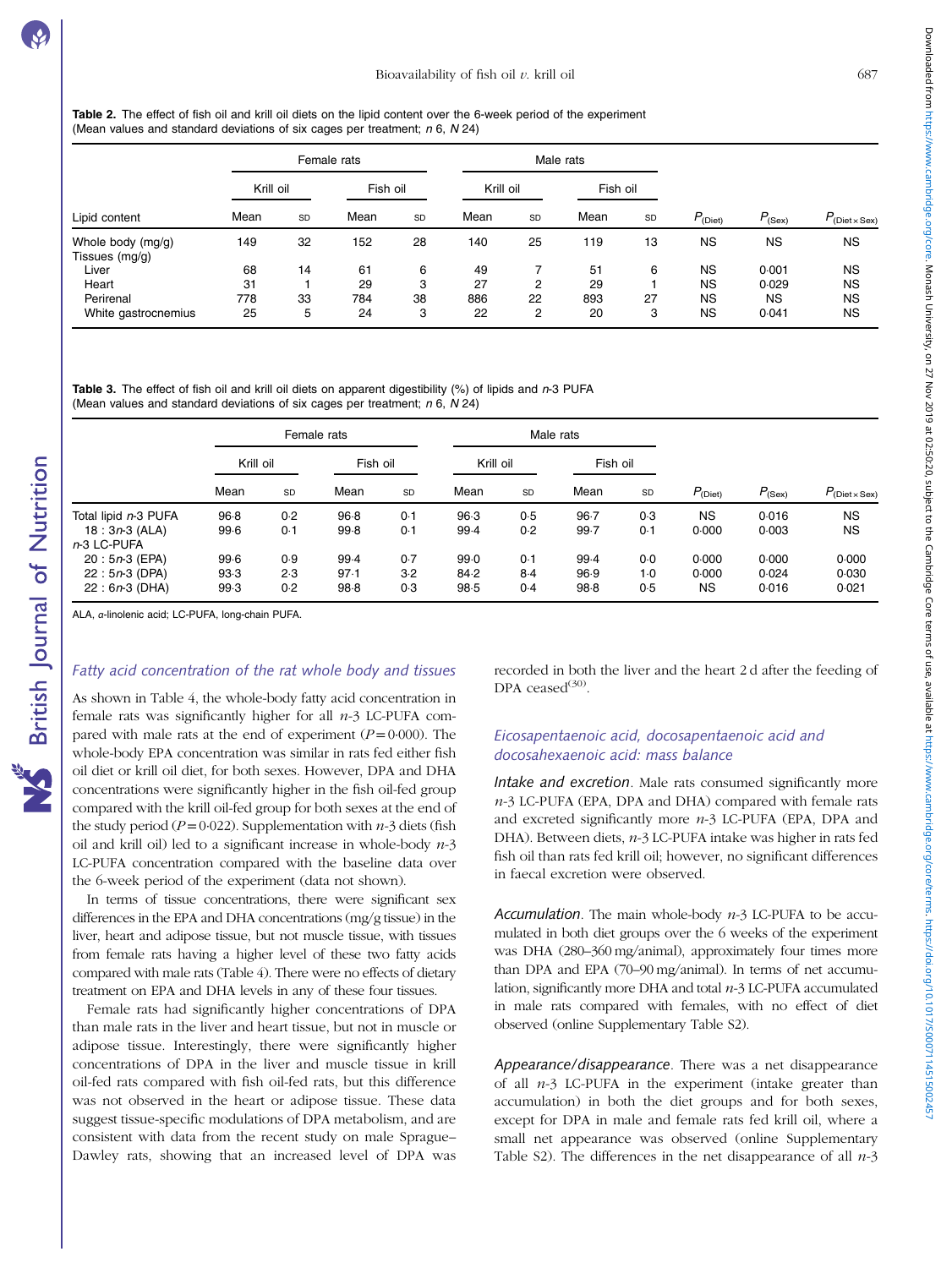**Table 2.** The effect of fish oil and krill oil diets on the lipid content over the 6-week period of the experiment
(Mean values and standard deviations of six cages per treatment; *n* 6, *N* 24)

| | Female rats | | | | Male rats | | | | | | |
|---|---|---|---|---|---|---|---|---|---|---|---|
| | Krill oil | | Fish oil | | Krill oil | | Fish oil | | | | |
| Lipid content | Mean | SD | Mean | SD | Mean | SD | Mean | SD | $P_{(Diet)}$ | $P_{(Sex)}$ | $P_{(Diet \times Sex)}$ |
| Whole body (mg/g) | 149 | 32 | 152 | 28 | 140 | 25 | 119 | 13 | NS | NS | NS |
| Tissues (mg/g) | | | | | | | | | | | |
| Liver | 68 | 14 | 61 | 6 | 49 | 7 | 51 | 6 | NS | 0·001 | NS |
| Heart | 31 | 1 | 29 | 3 | 27 | 2 | 29 | 1 | NS | 0·029 | NS |
| Perirenal | 778 | 33 | 784 | 38 | 886 | 22 | 893 | 27 | NS | NS | NS |
| White gastrocnemius | 25 | 5 | 24 | 3 | 22 | 2 | 20 | 3 | NS | 0·041 | NS |

**Table 3.** The effect of fish oil and krill oil diets on apparent digestibility (%) of lipids and *n*-3 PUFA
(Mean values and standard deviations of six cages per treatment; *n* 6, *N* 24)

| | Female rats | | | | Male rats | | | | | | |
|---|---|---|---|---|---|---|---|---|---|---|---|
| | Krill oil | | Fish oil | | Krill oil | | Fish oil | | | | |
| | Mean | SD | Mean | SD | Mean | SD | Mean | SD | $P_{(Diet)}$ | $P_{(Sex)}$ | $P_{(Diet \times Sex)}$ |
| Total lipid *n*-3 PUFA | 96·8 | 0·2 | 96·8 | 0·1 | 96·3 | 0·5 | 96·7 | 0·3 | NS | 0·016 | NS |
| 18 : 3*n*-3 (ALA) | 99·6 | 0·1 | 99·8 | 0·1 | 99·4 | 0·2 | 99·7 | 0·1 | 0·000 | 0·003 | NS |
| *n*-3 LC-PUFA | | | | | | | | | | | |
| 20 : 5*n*-3 (EPA) | 99·6 | 0·9 | 99·4 | 0·7 | 99·0 | 0·1 | 99·4 | 0·0 | 0·000 | 0·000 | 0·000 |
| 22 : 5*n*-3 (DPA) | 93·3 | 2·3 | 97·1 | 3·2 | 84·2 | 8·4 | 96·9 | 1·0 | 0·000 | 0·024 | 0·030 |
| 22 : 6*n*-3 (DHA) | 99·3 | 0·2 | 98·8 | 0·3 | 98·5 | 0·4 | 98·8 | 0·5 | NS | 0·016 | 0·021 |

ALA, α-linolenic acid; LC-PUFA, long-chain PUFA.

### Fatty acid concentration of the rat whole body and tissues

As shown in Table 4, the whole-body fatty acid concentration in female rats was significantly higher for all *n*-3 LC-PUFA compared with male rats at the end of experiment ($P = 0·000$). The whole-body EPA concentration was similar in rats fed either fish oil diet or krill oil diet, for both sexes. However, DPA and DHA concentrations were significantly higher in the fish oil-fed group compared with the krill oil-fed group for both sexes at the end of the study period ($P = 0·022$). Supplementation with *n*-3 diets (fish oil and krill oil) led to a significant increase in whole-body *n*-3 LC-PUFA concentration compared with the baseline data over the 6-week period of the experiment (data not shown).

In terms of tissue concentrations, there were significant sex differences in the EPA and DHA concentrations (mg/g tissue) in the liver, heart and adipose tissue, but not muscle tissue, with tissues from female rats having a higher level of these two fatty acids compared with male rats (Table 4). There were no effects of dietary treatment on EPA and DHA levels in any of these four tissues.

Female rats had significantly higher concentrations of DPA than male rats in the liver and heart tissue, but not in muscle or adipose tissue. Interestingly, there were significantly higher concentrations of DPA in the liver and muscle tissue in krill oil-fed rats compared with fish oil-fed rats, but this difference was not observed in the heart or adipose tissue. These data suggest tissue-specific modulations of DPA metabolism, and are consistent with data from the recent study on male Sprague–Dawley rats, showing that an increased level of DPA was recorded in both the liver and the heart 2 d after the feeding of DPA ceased[30].

### Eicosapentaenoic acid, docosapentaenoic acid and docosahexaenoic acid: mass balance

*Intake and excretion*. Male rats consumed significantly more *n*-3 LC-PUFA (EPA, DPA and DHA) compared with female rats and excreted significantly more *n*-3 LC-PUFA (EPA, DPA and DHA). Between diets, *n*-3 LC-PUFA intake was higher in rats fed fish oil than rats fed krill oil; however, no significant differences in faecal excretion were observed.

*Accumulation*. The main whole-body *n*-3 LC-PUFA to be accumulated in both diet groups over the 6 weeks of the experiment was DHA (280–360 mg/animal), approximately four times more than DPA and EPA (70–90 mg/animal). In terms of net accumulation, significantly more DHA and total *n*-3 LC-PUFA accumulated in male rats compared with females, with no effect of diet observed (online Supplementary Table S2).

*Appearance/disappearance*. There was a net disappearance of all *n*-3 LC-PUFA in the experiment (intake greater than accumulation) in both the diet groups and for both sexes, except for DPA in male and female rats fed krill oil, where a small net appearance was observed (online Supplementary Table S2). The differences in the net disappearance of all *n*-3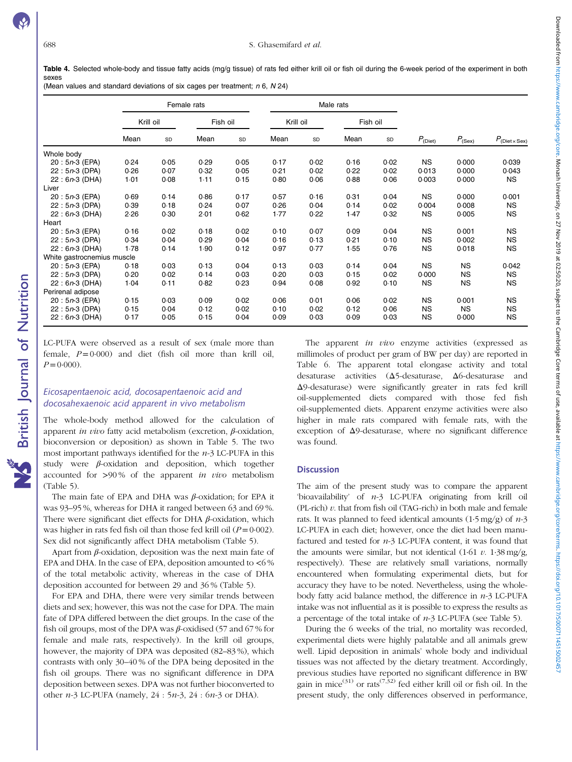**Table 4.** Selected whole-body and tissue fatty acids (mg/g tissue) of rats fed either krill oil or fish oil during the 6-week period of the experiment in both sexes

(Mean values and standard deviations of six cages per treatment; *n* 6, *N* 24)

| | Female rats | | | | Male rats | | | | | | |
|---|---|---|---|---|---|---|---|---|---|---|---|
| | Krill oil | | Fish oil | | Krill oil | | Fish oil | | | | |
| | Mean | SD | Mean | SD | Mean | SD | Mean | SD | $P_{(Diet)}$ | $P_{(Sex)}$ | $P_{(Diet \times Sex)}$ |
| Whole body | | | | | | | | | | | |
| 20 : 5*n*-3 (EPA) | 0·24 | 0·05 | 0·29 | 0·05 | 0·17 | 0·02 | 0·16 | 0·02 | NS | 0·000 | 0·039 |
| 22 : 5*n*-3 (DPA) | 0·26 | 0·07 | 0·32 | 0·05 | 0·21 | 0·02 | 0·22 | 0·02 | 0·013 | 0·000 | 0·043 |
| 22 : 6*n*-3 (DHA) | 1·01 | 0·08 | 1·11 | 0·15 | 0·80 | 0·06 | 0·88 | 0·06 | 0·003 | 0·000 | NS |
| Liver | | | | | | | | | | | |
| 20 : 5*n*-3 (EPA) | 0·69 | 0·14 | 0·86 | 0·17 | 0·57 | 0·16 | 0·31 | 0·04 | NS | 0·000 | 0·001 |
| 22 : 5*n*-3 (DPA) | 0·39 | 0·18 | 0·24 | 0·07 | 0·26 | 0·04 | 0·14 | 0·02 | 0·004 | 0·008 | NS |
| 22 : 6*n*-3 (DHA) | 2·26 | 0·30 | 2·01 | 0·62 | 1·77 | 0·22 | 1·47 | 0·32 | NS | 0·005 | NS |
| Heart | | | | | | | | | | | |
| 20 : 5*n*-3 (EPA) | 0·16 | 0·02 | 0·18 | 0·02 | 0·10 | 0·07 | 0·09 | 0·04 | NS | 0·001 | NS |
| 22 : 5*n*-3 (DPA) | 0·34 | 0·04 | 0·29 | 0·04 | 0·16 | 0·13 | 0·21 | 0·10 | NS | 0·002 | NS |
| 22 : 6*n*-3 (DHA) | 1·78 | 0·14 | 1·90 | 0·12 | 0·97 | 0·77 | 1·55 | 0·76 | NS | 0·018 | NS |
| White gastrocnemius muscle | | | | | | | | | | | |
| 20 : 5*n*-3 (EPA) | 0·18 | 0·03 | 0·13 | 0·04 | 0·13 | 0·03 | 0·14 | 0·04 | NS | NS | 0·042 |
| 22 : 5*n*-3 (DPA) | 0·20 | 0·02 | 0·14 | 0·03 | 0·20 | 0·03 | 0·15 | 0·02 | 0·000 | NS | NS |
| 22 : 6*n*-3 (DHA) | 1·04 | 0·11 | 0·82 | 0·23 | 0·94 | 0·08 | 0·92 | 0·10 | NS | NS | NS |
| Perirenal adipose | | | | | | | | | | | |
| 20 : 5*n*-3 (EPA) | 0·15 | 0·03 | 0·09 | 0·02 | 0·06 | 0·01 | 0·06 | 0·02 | NS | 0·001 | NS |
| 22 : 5*n*-3 (DPA) | 0·15 | 0·04 | 0·12 | 0·02 | 0·10 | 0·02 | 0·12 | 0·06 | NS | NS | NS |
| 22 : 6*n*-3 (DHA) | 0·17 | 0·05 | 0·15 | 0·04 | 0·09 | 0·03 | 0·09 | 0·03 | NS | 0·000 | NS |

LC-PUFA were observed as a result of sex (male more than female, $P=0{\cdot}000$) and diet (fish oil more than krill oil, $P=0{\cdot}000$).

### Eicosapentaenoic acid, docosapentaenoic acid and docosahexaenoic acid apparent in vivo metabolism

The whole-body method allowed for the calculation of apparent *in vivo* fatty acid metabolism (excretion, β-oxidation, bioconversion or deposition) as shown in Table 5. The two most important pathways identified for the *n*-3 LC-PUFA in this study were β-oxidation and deposition, which together accounted for >90 % of the apparent *in vivo* metabolism (Table 5).

The main fate of EPA and DHA was β-oxidation; for EPA it was 93–95 %, whereas for DHA it ranged between 63 and 69 %. There were significant diet effects for DHA β-oxidation, which was higher in rats fed fish oil than those fed krill oil ($P=0{\cdot}002$). Sex did not significantly affect DHA metabolism (Table 5).

Apart from β-oxidation, deposition was the next main fate of EPA and DHA. In the case of EPA, deposition amounted to <6 % of the total metabolic activity, whereas in the case of DHA deposition accounted for between 29 and 36 % (Table 5).

For EPA and DHA, there were very similar trends between diets and sex; however, this was not the case for DPA. The main fate of DPA differed between the diet groups. In the case of the fish oil groups, most of the DPA was β-oxidised (57 and 67 % for female and male rats, respectively). In the krill oil groups, however, the majority of DPA was deposited (82–83 %), which contrasts with only 30–40 % of the DPA being deposited in the fish oil groups. There was no significant difference in DPA deposition between sexes. DPA was not further bioconverted to other *n*-3 LC-PUFA (namely, 24 : 5*n*-3, 24 : 6*n*-3 or DHA).

The apparent *in vivo* enzyme activities (expressed as millimoles of product per gram of BW per day) are reported in Table 6. The apparent total elongase activity and total desaturase activities (Δ5-desaturase, Δ6-desaturase and Δ9-desaturase) were significantly greater in rats fed krill oil-supplemented diets compared with those fed fish oil-supplemented diets. Apparent enzyme activities were also higher in male rats compared with female rats, with the exception of Δ9-desaturase, where no significant difference was found.

## Discussion

The aim of the present study was to compare the apparent 'bioavailability' of *n*-3 LC-PUFA originating from krill oil (PL-rich) *v.* that from fish oil (TAG-rich) in both male and female rats. It was planned to feed identical amounts (1·5 mg/g) of *n*-3 LC-PUFA in each diet; however, once the diet had been manufactured and tested for *n*-3 LC-PUFA content, it was found that the amounts were similar, but not identical (1·61 *v.* 1·38 mg/g, respectively). These are relatively small variations, normally encountered when formulating experimental diets, but for accuracy they have to be noted. Nevertheless, using the whole-body fatty acid balance method, the difference in *n*-3 LC-PUFA intake was not influential as it is possible to express the results as a percentage of the total intake of *n*-3 LC-PUFA (see Table 5).

During the 6 weeks of the trial, no mortality was recorded, experimental diets were highly palatable and all animals grew well. Lipid deposition in animals' whole body and individual tissues was not affected by the dietary treatment. Accordingly, previous studies have reported no significant difference in BW gain in mice[31] or rats[7,32] fed either krill oil or fish oil. In the present study, the only differences observed in performance,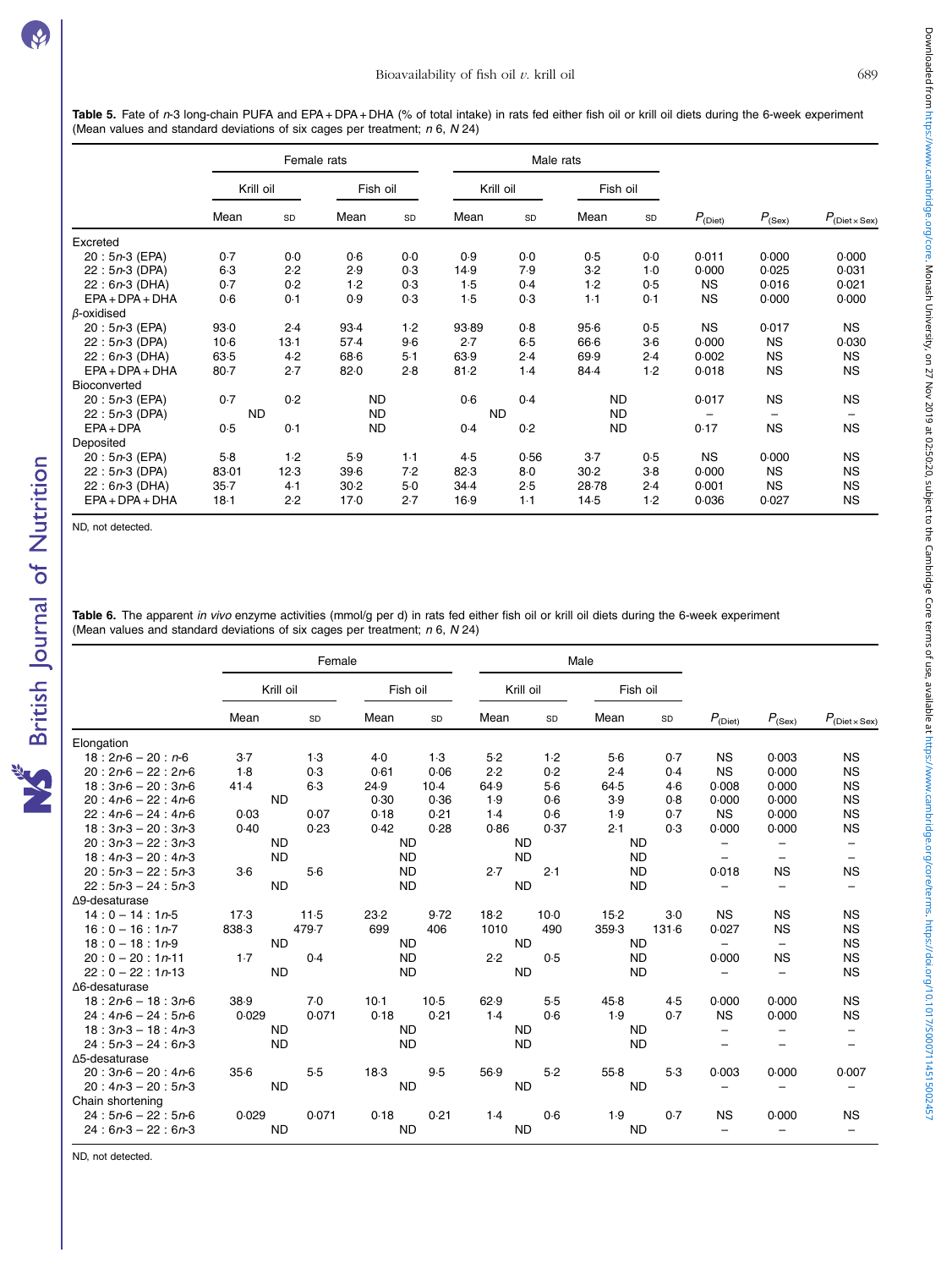**Table 5.** Fate of *n*-3 long-chain PUFA and EPA + DPA + DHA (% of total intake) in rats fed either fish oil or krill oil diets during the 6-week experiment (Mean values and standard deviations of six cages per treatment; *n* 6, *N* 24)

| | Female rats | | | | Male rats | | | | | | |
|---|---|---|---|---|---|---|---|---|---|---|---|
| | Krill oil | | Fish oil | | Krill oil | | Fish oil | | | | |
| | Mean | SD | Mean | SD | Mean | SD | Mean | SD | $P_{(Diet)}$ | $P_{(Sex)}$ | $P_{(Diet \times Sex)}$ |
| Excreted | | | | | | | | | | | |
| 20 : 5*n*-3 (EPA) | 0·7 | 0·0 | 0·6 | 0·0 | 0·9 | 0·0 | 0·5 | 0·0 | 0·011 | 0·000 | 0·000 |
| 22 : 5*n*-3 (DPA) | 6·3 | 2·2 | 2·9 | 0·3 | 14·9 | 7·9 | 3·2 | 1·0 | 0·000 | 0·025 | 0·031 |
| 22 : 6*n*-3 (DHA) | 0·7 | 0·2 | 1·2 | 0·3 | 1·5 | 0·4 | 1·2 | 0·5 | NS | 0·016 | 0·021 |
| EPA + DPA + DHA | 0·6 | 0·1 | 0·9 | 0·3 | 1·5 | 0·3 | 1·1 | 0·1 | NS | 0·000 | 0·000 |
| β-oxidised | | | | | | | | | | | |
| 20 : 5*n*-3 (EPA) | 93·0 | 2·4 | 93·4 | 1·2 | 93·89 | 0·8 | 95·6 | 0·5 | NS | 0·017 | NS |
| 22 : 5*n*-3 (DPA) | 10·6 | 13·1 | 57·4 | 9·6 | 2·7 | 6·5 | 66·6 | 3·6 | 0·000 | NS | 0·030 |
| 22 : 6*n*-3 (DHA) | 63·5 | 4·2 | 68·6 | 5·1 | 63·9 | 2·4 | 69·9 | 2·4 | 0·002 | NS | NS |
| EPA + DPA + DHA | 80·7 | 2·7 | 82·0 | 2·8 | 81·2 | 1·4 | 84·4 | 1·2 | 0·018 | NS | NS |
| Bioconverted | | | | | | | | | | | |
| 20 : 5*n*-3 (EPA) | 0·7 | 0·2 | ND | | 0·6 | 0·4 | ND | | 0·017 | NS | NS |
| 22 : 5*n*-3 (DPA) | ND | | ND | | ND | | ND | | – | – | – |
| EPA + DPA | 0·5 | 0·1 | ND | | 0·4 | 0·2 | ND | | 0·17 | NS | NS |
| Deposited | | | | | | | | | | | |
| 20 : 5*n*-3 (EPA) | 5·8 | 1·2 | 5·9 | 1·1 | 4·5 | 0·56 | 3·7 | 0·5 | NS | 0·000 | NS |
| 22 : 5*n*-3 (DPA) | 83·01 | 12·3 | 39·6 | 7·2 | 82·3 | 8·0 | 30·2 | 3·8 | 0·000 | NS | NS |
| 22 : 6*n*-3 (DHA) | 35·7 | 4·1 | 30·2 | 5·0 | 34·4 | 2·5 | 28·78 | 2·4 | 0·001 | NS | NS |
| EPA + DPA + DHA | 18·1 | 2·2 | 17·0 | 2·7 | 16·9 | 1·1 | 14·5 | 1·2 | 0·036 | 0·027 | NS |

ND, not detected.

**Table 6.** The apparent *in vivo* enzyme activities (mmol/g per d) in rats fed either fish oil or krill oil diets during the 6-week experiment (Mean values and standard deviations of six cages per treatment; *n* 6, *N* 24)

| | Female | | | | Male | | | | | | |
|---|---|---|---|---|---|---|---|---|---|---|---|
| | Krill oil | | Fish oil | | Krill oil | | Fish oil | | | | |
| | Mean | SD | Mean | SD | Mean | SD | Mean | SD | $P_{(Diet)}$ | $P_{(Sex)}$ | $P_{(Diet \times Sex)}$ |
| Elongation | | | | | | | | | | | |
| 18 : 2*n*-6 – 20 : *n*-6 | 3·7 | 1·3 | 4·0 | 1·3 | 5·2 | 1·2 | 5·6 | 0·7 | NS | 0·003 | NS |
| 20 : 2*n*-6 – 22 : 2*n*-6 | 1·8 | 0·3 | 0·61 | 0·06 | 2·2 | 0·2 | 2·4 | 0·4 | NS | 0·000 | NS |
| 18 : 3*n*-6 – 20 : 3*n*-6 | 41·4 | 6·3 | 24·9 | 10·4 | 64·9 | 5·6 | 64·5 | 4·6 | 0·008 | 0·000 | NS |
| 20 : 4*n*-6 – 22 : 4*n*-6 | ND | | 0·30 | 0·36 | 1·9 | 0·6 | 3·9 | 0·8 | 0·000 | 0·000 | NS |
| 22 : 4*n*-6 – 24 : 4*n*-6 | 0·03 | 0·07 | 0·18 | 0·21 | 1·4 | 0·6 | 1·9 | 0·7 | NS | 0·000 | NS |
| 18 : 3*n*-3 – 20 : 3*n*-3 | 0·40 | 0·23 | 0·42 | 0·28 | 0·86 | 0·37 | 2·1 | 0·3 | 0·000 | 0·000 | NS |
| 20 : 3*n*-3 – 22 : 3*n*-3 | ND | | ND | | ND | | ND | | – | – | – |
| 18 : 4*n*-3 – 20 : 4*n*-3 | ND | | ND | | ND | | ND | | – | – | – |
| 20 : 5*n*-3 – 22 : 5*n*-3 | 3·6 | 5·6 | ND | | 2·7 | 2·1 | ND | | 0·018 | NS | NS |
| 22 : 5*n*-3 – 24 : 5*n*-3 | ND | | ND | | ND | | ND | | – | – | – |
| Δ9-desaturase | | | | | | | | | | | |
| 14 : 0 – 14 : 1*n*-5 | 17·3 | 11·5 | 23·2 | 9·72 | 18·2 | 10·0 | 15·2 | 3·0 | NS | NS | NS |
| 16 : 0 – 16 : 1*n*-7 | 838·3 | 479·7 | 699 | 406 | 1010 | 490 | 359·3 | 131·6 | 0·027 | NS | NS |
| 18 : 0 – 18 : 1*n*-9 | ND | | ND | | ND | | ND | | – | – | NS |
| 20 : 0 – 20 : 1*n*-11 | 1·7 | 0·4 | ND | | 2·2 | 0·5 | ND | | 0·000 | NS | NS |
| 22 : 0 – 22 : 1*n*-13 | ND | | ND | | ND | | ND | | – | – | NS |
| Δ6-desaturase | | | | | | | | | | | |
| 18 : 2*n*-6 – 18 : 3*n*-6 | 38·9 | 7·0 | 10·1 | 10·5 | 62·9 | 5·5 | 45·8 | 4·5 | 0·000 | 0·000 | NS |
| 24 : 4*n*-6 – 24 : 5*n*-6 | 0·029 | 0·071 | 0·18 | 0·21 | 1·4 | 0·6 | 1·9 | 0·7 | NS | 0·000 | NS |
| 18 : 3*n*-3 – 18 : 4*n*-3 | ND | | ND | | ND | | ND | | – | – | – |
| 24 : 5*n*-3 – 24 : 6*n*-3 | ND | | ND | | ND | | ND | | – | – | – |
| Δ5-desaturase | | | | | | | | | | | |
| 20 : 3*n*-6 – 20 : 4*n*-6 | 35·6 | 5·5 | 18·3 | 9·5 | 56·9 | 5·2 | 55·8 | 5·3 | 0·003 | 0·000 | 0·007 |
| 20 : 4*n*-3 – 20 : 5*n*-3 | ND | | ND | | ND | | ND | | – | – | – |
| Chain shortening | | | | | | | | | | | |
| 24 : 5*n*-6 – 22 : 5*n*-6 | 0·029 | 0·071 | 0·18 | 0·21 | 1·4 | 0·6 | 1·9 | 0·7 | NS | 0·000 | NS |
| 24 : 6*n*-3 – 22 : 6*n*-3 | ND | | ND | | ND | | ND | | – | – | – |

ND, not detected.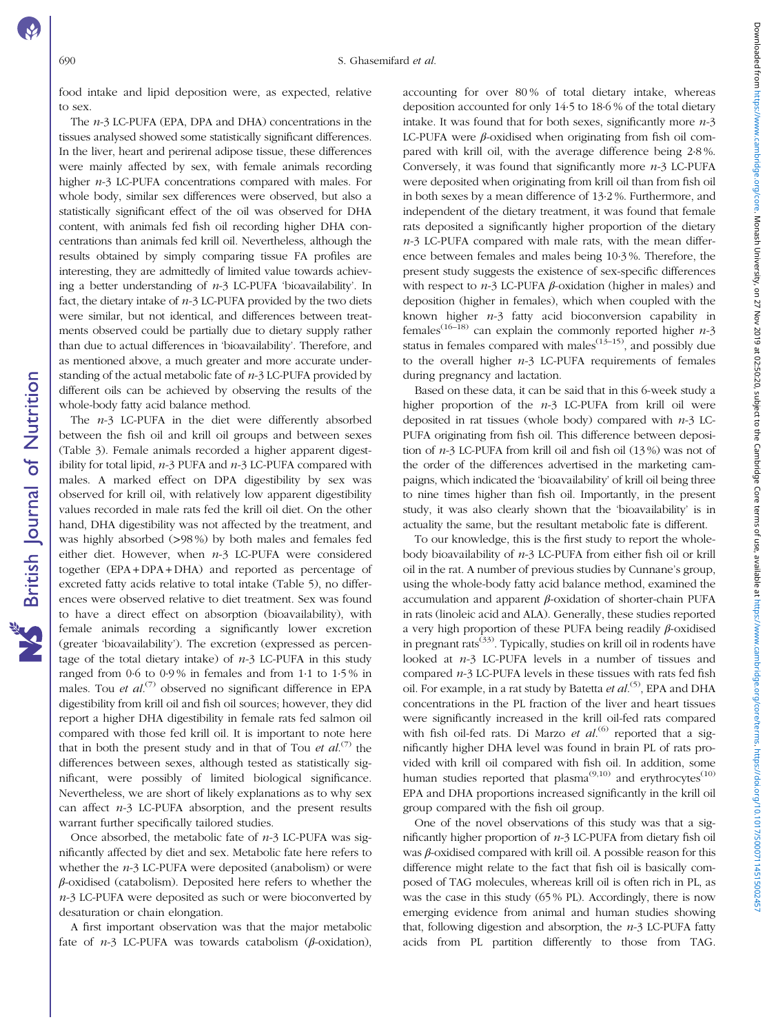food intake and lipid deposition were, as expected, relative to sex.

The *n*-3 LC-PUFA (EPA, DPA and DHA) concentrations in the tissues analysed showed some statistically significant differences. In the liver, heart and perirenal adipose tissue, these differences were mainly affected by sex, with female animals recording higher *n*-3 LC-PUFA concentrations compared with males. For whole body, similar sex differences were observed, but also a statistically significant effect of the oil was observed for DHA content, with animals fed fish oil recording higher DHA concentrations than animals fed krill oil. Nevertheless, although the results obtained by simply comparing tissue FA profiles are interesting, they are admittedly of limited value towards achieving a better understanding of *n*-3 LC-PUFA 'bioavailability'. In fact, the dietary intake of *n*-3 LC-PUFA provided by the two diets were similar, but not identical, and differences between treatments observed could be partially due to dietary supply rather than due to actual differences in 'bioavailability'. Therefore, and as mentioned above, a much greater and more accurate understanding of the actual metabolic fate of *n*-3 LC-PUFA provided by different oils can be achieved by observing the results of the whole-body fatty acid balance method.

The *n*-3 LC-PUFA in the diet were differently absorbed between the fish oil and krill oil groups and between sexes (Table 3). Female animals recorded a higher apparent digestibility for total lipid, *n*-3 PUFA and *n*-3 LC-PUFA compared with males. A marked effect on DPA digestibility by sex was observed for krill oil, with relatively low apparent digestibility values recorded in male rats fed the krill oil diet. On the other hand, DHA digestibility was not affected by the treatment, and was highly absorbed (>98 %) by both males and females fed either diet. However, when *n*-3 LC-PUFA were considered together (EPA + DPA + DHA) and reported as percentage of excreted fatty acids relative to total intake (Table 5), no differences were observed relative to diet treatment. Sex was found to have a direct effect on absorption (bioavailability), with female animals recording a significantly lower excretion (greater 'bioavailability'). The excretion (expressed as percentage of the total dietary intake) of *n*-3 LC-PUFA in this study ranged from 0·6 to 0·9 % in females and from 1·1 to 1·5 % in males. Tou *et al.*[7] observed no significant difference in EPA digestibility from krill oil and fish oil sources; however, they did report a higher DHA digestibility in female rats fed salmon oil compared with those fed krill oil. It is important to note here that in both the present study and in that of Tou *et al.*[7] the differences between sexes, although tested as statistically significant, were possibly of limited biological significance. Nevertheless, we are short of likely explanations as to why sex can affect *n*-3 LC-PUFA absorption, and the present results warrant further specifically tailored studies.

Once absorbed, the metabolic fate of *n*-3 LC-PUFA was significantly affected by diet and sex. Metabolic fate here refers to whether the *n*-3 LC-PUFA were deposited (anabolism) or were β-oxidised (catabolism). Deposited here refers to whether the *n*-3 LC-PUFA were deposited as such or were bioconverted by desaturation or chain elongation.

A first important observation was that the major metabolic fate of *n*-3 LC-PUFA was towards catabolism (β-oxidation), accounting for over 80 % of total dietary intake, whereas deposition accounted for only 14·5 to 18·6 % of the total dietary intake. It was found that for both sexes, significantly more *n*-3 LC-PUFA were β-oxidised when originating from fish oil compared with krill oil, with the average difference being 2·8 %. Conversely, it was found that significantly more *n*-3 LC-PUFA were deposited when originating from krill oil than from fish oil in both sexes by a mean difference of 13·2 %. Furthermore, and independent of the dietary treatment, it was found that female rats deposited a significantly higher proportion of the dietary *n*-3 LC-PUFA compared with male rats, with the mean difference between females and males being 10·3 %. Therefore, the present study suggests the existence of sex-specific differences with respect to *n*-3 LC-PUFA β-oxidation (higher in males) and deposition (higher in females), which when coupled with the known higher *n*-3 fatty acid bioconversion capability in females[16–18] can explain the commonly reported higher *n*-3 status in females compared with males[13–15], and possibly due to the overall higher *n*-3 LC-PUFA requirements of females during pregnancy and lactation.

Based on these data, it can be said that in this 6-week study a higher proportion of the *n*-3 LC-PUFA from krill oil were deposited in rat tissues (whole body) compared with *n*-3 LC-PUFA originating from fish oil. This difference between deposition of *n*-3 LC-PUFA from krill oil and fish oil (13 %) was not of the order of the differences advertised in the marketing campaigns, which indicated the 'bioavailability' of krill oil being three to nine times higher than fish oil. Importantly, in the present study, it was also clearly shown that the 'bioavailability' is in actuality the same, but the resultant metabolic fate is different.

To our knowledge, this is the first study to report the whole-body bioavailability of *n*-3 LC-PUFA from either fish oil or krill oil in the rat. A number of previous studies by Cunnane's group, using the whole-body fatty acid balance method, examined the accumulation and apparent β-oxidation of shorter-chain PUFA in rats (linoleic acid and ALA). Generally, these studies reported a very high proportion of these PUFA being readily β-oxidised in pregnant rats[33]. Typically, studies on krill oil in rodents have looked at *n*-3 LC-PUFA levels in a number of tissues and compared *n*-3 LC-PUFA levels in these tissues with rats fed fish oil. For example, in a rat study by Batetta *et al.*[5], EPA and DHA concentrations in the PL fraction of the liver and heart tissues were significantly increased in the krill oil-fed rats compared with fish oil-fed rats. Di Marzo *et al.*[6] reported that a significantly higher DHA level was found in brain PL of rats provided with krill oil compared with fish oil. In addition, some human studies reported that plasma[9,10] and erythrocytes[10] EPA and DHA proportions increased significantly in the krill oil group compared with the fish oil group.

One of the novel observations of this study was that a significantly higher proportion of *n*-3 LC-PUFA from dietary fish oil was β-oxidised compared with krill oil. A possible reason for this difference might relate to the fact that fish oil is basically composed of TAG molecules, whereas krill oil is often rich in PL, as was the case in this study (65 % PL). Accordingly, there is now emerging evidence from animal and human studies showing that, following digestion and absorption, the *n*-3 LC-PUFA fatty acids from PL partition differently to those from TAG.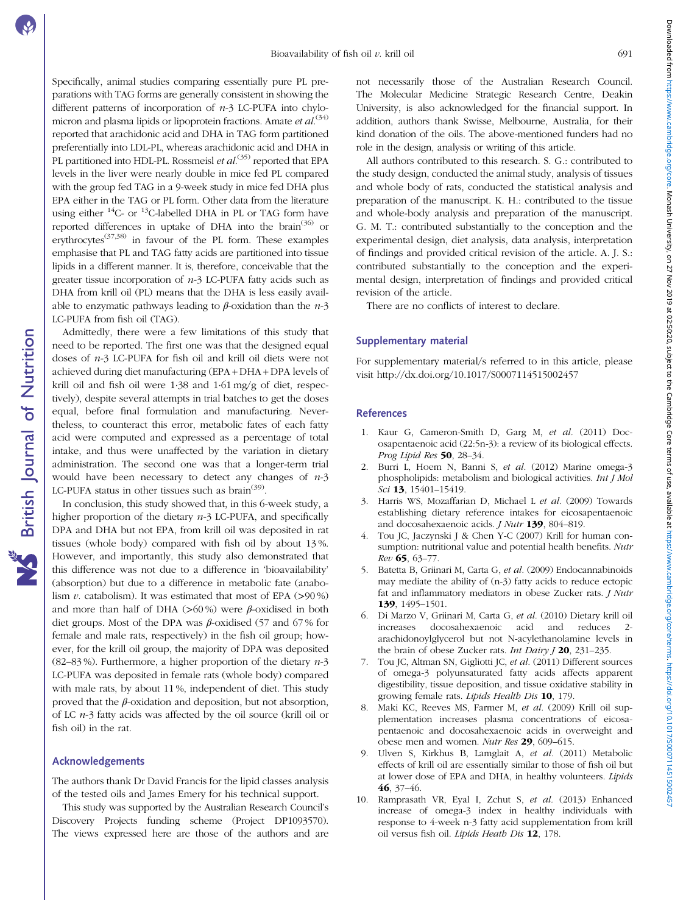Specifically, animal studies comparing essentially pure PL preparations with TAG forms are generally consistent in showing the different patterns of incorporation of *n*-3 LC-PUFA into chylomicron and plasma lipids or lipoprotein fractions. Amate *et al.*[34] reported that arachidonic acid and DHA in TAG form partitioned preferentially into LDL-PL, whereas arachidonic acid and DHA in PL partitioned into HDL-PL. Rossmeisl *et al.*[35] reported that EPA levels in the liver were nearly double in mice fed PL compared with the group fed TAG in a 9-week study in mice fed DHA plus EPA either in the TAG or PL form. Other data from the literature using either $^{14}$C- or $^{13}$C-labelled DHA in PL or TAG form have reported differences in uptake of DHA into the brain[36] or erythrocytes[37,38] in favour of the PL form. These examples emphasise that PL and TAG fatty acids are partitioned into tissue lipids in a different manner. It is, therefore, conceivable that the greater tissue incorporation of *n*-3 LC-PUFA fatty acids such as DHA from krill oil (PL) means that the DHA is less easily available to enzymatic pathways leading to $\beta$-oxidation than the *n*-3 LC-PUFA from fish oil (TAG).

Admittedly, there were a few limitations of this study that need to be reported. The first one was that the designed equal doses of *n*-3 LC-PUFA for fish oil and krill oil diets were not achieved during diet manufacturing (EPA + DHA + DPA levels of krill oil and fish oil were 1·38 and 1·61 mg/g of diet, respectively), despite several attempts in trial batches to get the doses equal, before final formulation and manufacturing. Nevertheless, to counteract this error, metabolic fates of each fatty acid were computed and expressed as a percentage of total intake, and thus were unaffected by the variation in dietary administration. The second one was that a longer-term trial would have been necessary to detect any changes of *n*-3 LC-PUFA status in other tissues such as brain[39].

In conclusion, this study showed that, in this 6-week study, a higher proportion of the dietary *n*-3 LC-PUFA, and specifically DPA and DHA but not EPA, from krill oil was deposited in rat tissues (whole body) compared with fish oil by about 13 %. However, and importantly, this study also demonstrated that this difference was not due to a difference in 'bioavailability' (absorption) but due to a difference in metabolic fate (anabolism *v.* catabolism). It was estimated that most of EPA (>90 %) and more than half of DHA (>60 %) were $\beta$-oxidised in both diet groups. Most of the DPA was $\beta$-oxidised (57 and 67 % for female and male rats, respectively) in the fish oil group; however, for the krill oil group, the majority of DPA was deposited (82–83 %). Furthermore, a higher proportion of the dietary *n*-3 LC-PUFA was deposited in female rats (whole body) compared with male rats, by about 11 %, independent of diet. This study proved that the $\beta$-oxidation and deposition, but not absorption, of LC *n*-3 fatty acids was affected by the oil source (krill oil or fish oil) in the rat.

## Acknowledgements

The authors thank Dr David Francis for the lipid classes analysis of the tested oils and James Emery for his technical support.

This study was supported by the Australian Research Council's Discovery Projects funding scheme (Project DP1093570). The views expressed here are those of the authors and are not necessarily those of the Australian Research Council. The Molecular Medicine Strategic Research Centre, Deakin University, is also acknowledged for the financial support. In addition, authors thank Swisse, Melbourne, Australia, for their kind donation of the oils. The above-mentioned funders had no role in the design, analysis or writing of this article.

All authors contributed to this research. S. G.: contributed to the study design, conducted the animal study, analysis of tissues and whole body of rats, conducted the statistical analysis and preparation of the manuscript. K. H.: contributed to the tissue and whole-body analysis and preparation of the manuscript. G. M. T.: contributed substantially to the conception and the experimental design, diet analysis, data analysis, interpretation of findings and provided critical revision of the article. A. J. S.: contributed substantially to the conception and the experimental design, interpretation of findings and provided critical revision of the article.

There are no conflicts of interest to declare.

## Supplementary material

For supplementary material/s referred to in this article, please visit http://dx.doi.org/10.1017/S0007114515002457

## References

1. Kaur G, Cameron-Smith D, Garg M, *et al.* (2011) Docosapentaenoic acid (22:5n-3): a review of its biological effects. *Prog Lipid Res* **50**, 28–34.
2. Burri L, Hoem N, Banni S, *et al.* (2012) Marine omega-3 phospholipids: metabolism and biological activities. *Int J Mol Sci* **13**, 15401–15419.
3. Harris WS, Mozaffarian D, Michael L *et al.* (2009) Towards establishing dietary reference intakes for eicosapentaenoic and docosahexaenoic acids. *J Nutr* **139**, 804–819.
4. Tou JC, Jaczynski J & Chen Y-C (2007) Krill for human consumption: nutritional value and potential health benefits. *Nutr Rev* **65**, 63–77.
5. Batetta B, Griinari M, Carta G, *et al.* (2009) Endocannabinoids may mediate the ability of (n-3) fatty acids to reduce ectopic fat and inflammatory mediators in obese Zucker rats. *J Nutr* **139**, 1495–1501.
6. Di Marzo V, Griinari M, Carta G, *et al.* (2010) Dietary krill oil increases docosahexaenoic acid and reduces 2-arachidonoylglycerol but not N-acylethanolamine levels in the brain of obese Zucker rats. *Int Dairy J* **20**, 231–235.
7. Tou JC, Altman SN, Gigliotti JC, *et al.* (2011) Different sources of omega-3 polyunsaturated fatty acids affects apparent digestibility, tissue deposition, and tissue oxidative stability in growing female rats. *Lipids Health Dis* **10**, 179.
8. Maki KC, Reeves MS, Farmer M, *et al.* (2009) Krill oil supplementation increases plasma concentrations of eicosapentaenoic and docosahexaenoic acids in overweight and obese men and women. *Nutr Res* **29**, 609–615.
9. Ulven S, Kirkhus B, Lamglait A, *et al.* (2011) Metabolic effects of krill oil are essentially similar to those of fish oil but at lower dose of EPA and DHA, in healthy volunteers. *Lipids* **46**, 37–46.
10. Ramprasath VR, Eyal I, Zchut S, *et al.* (2013) Enhanced increase of omega-3 index in healthy individuals with response to 4-week n-3 fatty acid supplementation from krill oil versus fish oil. *Lipids Heath Dis* **12**, 178.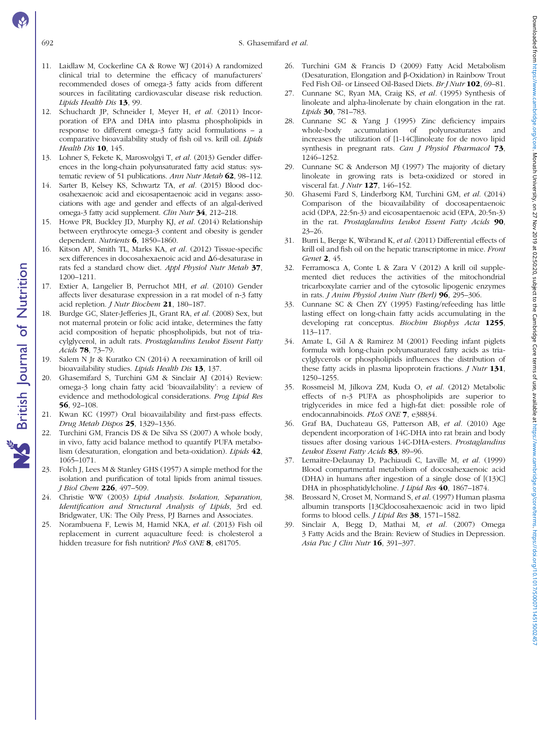11. Laidlaw M, Cockerline CA & Rowe WJ (2014) A randomized clinical trial to determine the efficacy of manufacturers' recommended doses of omega-3 fatty acids from different sources in facilitating cardiovascular disease risk reduction. *Lipids Health Dis* **13**, 99.
12. Schuchardt JP, Schneider I, Meyer H, *et al.* (2011) Incorporation of EPA and DHA into plasma phospholipids in response to different omega-3 fatty acid formulations – a comparative bioavailability study of fish oil vs. krill oil. *Lipids Health Dis* **10**, 145.
13. Lohner S, Fekete K, Marosvolgyi T, *et al.* (2013) Gender differences in the long-chain polyunsaturated fatty acid status: systematic review of 51 publications. *Ann Nutr Metab* **62**, 98–112.
14. Sarter B, Kelsey KS, Schwartz TA, *et al.* (2015) Blood docosahexaenoic acid and eicosapentaenoic acid in vegans: associations with age and gender and effects of an algal-derived omega-3 fatty acid supplement. *Clin Nutr* **34**, 212–218.
15. Howe PR, Buckley JD, Murphy KJ, *et al.* (2014) Relationship between erythrocyte omega-3 content and obesity is gender dependent. *Nutrients* **6**, 1850–1860.
16. Kitson AP, Smith TL, Marks KA, *et al.* (2012) Tissue-specific sex differences in docosahexaenoic acid and Δ6-desaturase in rats fed a standard chow diet. *Appl Physiol Nutr Metab* **37**, 1200–1211.
17. Extier A, Langelier B, Perruchot MH, *et al.* (2010) Gender affects liver desaturase expression in a rat model of n-3 fatty acid repletion. *J Nutr Biochem* **21**, 180–187.
18. Burdge GC, Slater-Jefferies JL, Grant RA, *et al.* (2008) Sex, but not maternal protein or folic acid intake, determines the fatty acid composition of hepatic phospholipids, but not of triacylglycerol, in adult rats. *Prostaglandins Leukot Essent Fatty Acids* **78**, 73–79.
19. Salem N Jr & Kuratko CN (2014) A reexamination of krill oil bioavailability studies. *Lipids Health Dis* **13**, 137.
20. Ghasemifard S, Turchini GM & Sinclair AJ (2014) Review: omega-3 long chain fatty acid 'bioavailability': a review of evidence and methodological considerations. *Prog Lipid Res* **56**, 92–108.
21. Kwan KC (1997) Oral bioavailability and first-pass effects. *Drug Metab Dispos* **25**, 1329–1336.
22. Turchini GM, Francis DS & De Silva SS (2007) A whole body, in vivo, fatty acid balance method to quantify PUFA metabolism (desaturation, elongation and beta-oxidation). *Lipids* **42**, 1065–1071.
23. Folch J, Lees M & Stanley GHS (1957) A simple method for the isolation and purification of total lipids from animal tissues. *J Biol Chem* **226**, 497–509.
24. Christie WW (2003) *Lipid Analysis. Isolation, Separation, Identification and Structural Analysis of Lipids*, 3rd ed. Bridgwater, UK: The Oily Press, PJ Barnes and Associates.
25. Norambuena F, Lewis M, Hamid NKA, *et al.* (2013) Fish oil replacement in current aquaculture feed: is cholesterol a hidden treasure for fish nutrition? *PloS ONE* **8**, e81705.
26. Turchini GM & Francis D (2009) Fatty Acid Metabolism (Desaturation, Elongation and β-Oxidation) in Rainbow Trout Fed Fish Oil- or Linseed Oil-Based Diets. *Br J Nutr* **102**, 69–81.
27. Cunnane SC, Ryan MA, Craig KS, *et al.* (1995) Synthesis of linoleate and alpha-linolenate by chain elongation in the rat. *Lipids* **30**, 781–783.
28. Cunnane SC & Yang J (1995) Zinc deficiency impairs whole-body accumulation of polyunsaturates and increases the utilization of [1-14C]linoleate for de novo lipid synthesis in pregnant rats. *Can J Physiol Pharmacol* **73**, 1246–1252.
29. Cunnane SC & Anderson MJ (1997) The majority of dietary linoleate in growing rats is beta-oxidized or stored in visceral fat. *J Nutr* **127**, 146–152.
30. Ghasemi Fard S, Linderborg KM, Turchini GM, *et al.* (2014) Comparison of the bioavailability of docosapentaenoic acid (DPA, 22:5n-3) and eicosapentaenoic acid (EPA, 20:5n-3) in the rat. *Prostaglandins Leukot Essent Fatty Acids* **90**, 23–26.
31. Burri L, Berge K, Wibrand K, *et al.* (2011) Differential effects of krill oil and fish oil on the hepatic transcriptome in mice. *Front Genet* **2**, 45.
32. Ferramosca A, Conte L & Zara V (2012) A krill oil supplemented diet reduces the activities of the mitochondrial tricarboxylate carrier and of the cytosolic lipogenic enzymes in rats. *J Anim Physiol Anim Nutr (Berl)* **96**, 295–306.
33. Cunnane SC & Chen ZY (1995) Fasting/refeeding has little lasting effect on long-chain fatty acids accumulating in the developing rat conceptus. *Biochim Biophys Acta* **1255**, 113–117.
34. Amate L, Gil A & Ramirez M (2001) Feeding infant piglets formula with long-chain polyunsaturated fatty acids as triacylglycerols or phospholipids influences the distribution of these fatty acids in plasma lipoprotein fractions. *J Nutr* **131**, 1250–1255.
35. Rossmeisl M, Jilkova ZM, Kuda O, *et al.* (2012) Metabolic effects of n-3 PUFA as phospholipids are superior to triglycerides in mice fed a high-fat diet: possible role of endocannabinoids. *PLoS ONE* **7**, e38834.
36. Graf BA, Duchateau GS, Patterson AB, *et al.* (2010) Age dependent incorporation of 14C-DHA into rat brain and body tissues after dosing various 14C-DHA-esters. *Prostaglandins Leukot Essent Fatty Acids* **83**, 89–96.
37. Lemaitre-Delaunay D, Pachiaudi C, Laville M, *et al.* (1999) Blood compartmental metabolism of docosahexaenoic acid (DHA) in humans after ingestion of a single dose of [(13)C] DHA in phosphatidylcholine. *J Lipid Res* **40**, 1867–1874.
38. Brossard N, Croset M, Normand S, *et al.* (1997) Human plasma albumin transports [13C]docosahexaenoic acid in two lipid forms to blood cells. *J Lipid Res* **38**, 1571–1582.
39. Sinclair A, Begg D, Mathai M, *et al.* (2007) Omega 3 Fatty Acids and the Brain: Review of Studies in Depression. *Asia Pac J Clin Nutr* **16**, 391–397.